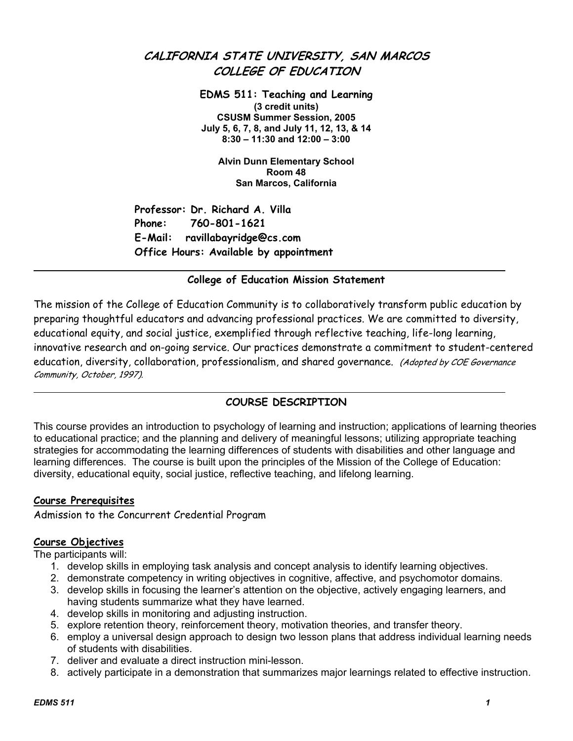# CALIFORNIA STATE UNIVERSITY, SAN MARCOS
# COLLEGE OF EDUCATION

**EDMS 511: Teaching and Learning**
**(3 credit units)**
**CSUSM Summer Session, 2005**
**July 5, 6, 7, 8, and July 11, 12, 13, & 14**
**8:30 – 11:30 and 12:00 – 3:00**

**Alvin Dunn Elementary School**
**Room 48**
**San Marcos, California**

**Professor: Dr. Richard A. Villa**
**Phone: 760-801-1621**
**E-Mail: ravillabayridge@cs.com**
**Office Hours: Available by appointment**

---

## College of Education Mission Statement

The mission of the College of Education Community is to collaboratively transform public education by preparing thoughtful educators and advancing professional practices. We are committed to diversity, educational equity, and social justice, exemplified through reflective teaching, life-long learning, innovative research and on-going service. Our practices demonstrate a commitment to student-centered education, diversity, collaboration, professionalism, and shared governance. *(Adopted by COE Governance Community, October, 1997).*

---

## COURSE DESCRIPTION

This course provides an introduction to psychology of learning and instruction; applications of learning theories to educational practice; and the planning and delivery of meaningful lessons; utilizing appropriate teaching strategies for accommodating the learning differences of students with disabilities and other language and learning differences. The course is built upon the principles of the Mission of the College of Education: diversity, educational equity, social justice, reflective teaching, and lifelong learning.

### Course Prerequisites

Admission to the Concurrent Credential Program

### Course Objectives

The participants will:

1. develop skills in employing task analysis and concept analysis to identify learning objectives.
2. demonstrate competency in writing objectives in cognitive, affective, and psychomotor domains.
3. develop skills in focusing the learner's attention on the objective, actively engaging learners, and having students summarize what they have learned.
4. develop skills in monitoring and adjusting instruction.
5. explore retention theory, reinforcement theory, motivation theories, and transfer theory.
6. employ a universal design approach to design two lesson plans that address individual learning needs of students with disabilities.
7. deliver and evaluate a direct instruction mini-lesson.
8. actively participate in a demonstration that summarizes major learnings related to effective instruction.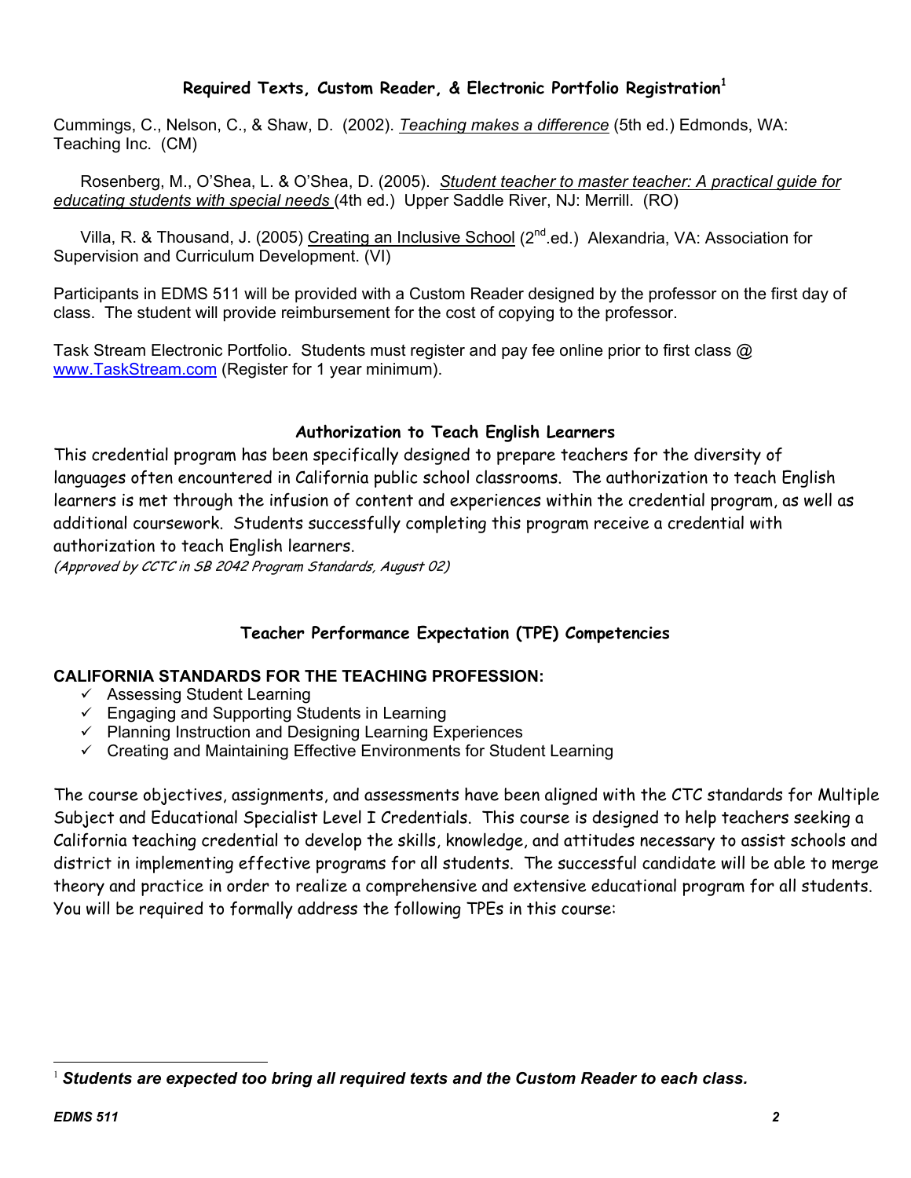## Required Texts, Custom Reader, & Electronic Portfolio Registration[1]

Cummings, C., Nelson, C., & Shaw, D. (2002). *Teaching makes a difference* (5th ed.) Edmonds, WA: Teaching Inc. (CM)

Rosenberg, M., O'Shea, L. & O'Shea, D. (2005). *Student teacher to master teacher: A practical guide for educating students with special needs* (4th ed.) Upper Saddle River, NJ: Merrill. (RO)

Villa, R. & Thousand, J. (2005) Creating an Inclusive School (2nd.ed.) Alexandria, VA: Association for Supervision and Curriculum Development. (VI)

Participants in EDMS 511 will be provided with a Custom Reader designed by the professor on the first day of class. The student will provide reimbursement for the cost of copying to the professor.

Task Stream Electronic Portfolio. Students must register and pay fee online prior to first class @ www.TaskStream.com (Register for 1 year minimum).

## Authorization to Teach English Learners

This credential program has been specifically designed to prepare teachers for the diversity of languages often encountered in California public school classrooms. The authorization to teach English learners is met through the infusion of content and experiences within the credential program, as well as additional coursework. Students successfully completing this program receive a credential with authorization to teach English learners.

*(Approved by CCTC in SB 2042 Program Standards, August 02)*

## Teacher Performance Expectation (TPE) Competencies

**CALIFORNIA STANDARDS FOR THE TEACHING PROFESSION:**

- ✓ Assessing Student Learning
- ✓ Engaging and Supporting Students in Learning
- ✓ Planning Instruction and Designing Learning Experiences
- ✓ Creating and Maintaining Effective Environments for Student Learning

The course objectives, assignments, and assessments have been aligned with the CTC standards for Multiple Subject and Educational Specialist Level I Credentials. This course is designed to help teachers seeking a California teaching credential to develop the skills, knowledge, and attitudes necessary to assist schools and district in implementing effective programs for all students. The successful candidate will be able to merge theory and practice in order to realize a comprehensive and extensive educational program for all students. You will be required to formally address the following TPEs in this course:

---

[1] ***Students are expected too bring all required texts and the Custom Reader to each class.***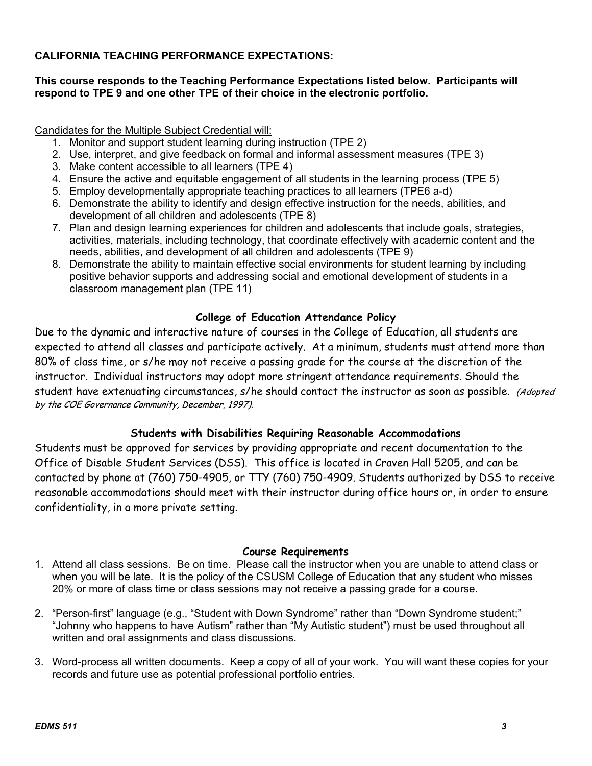**CALIFORNIA TEACHING PERFORMANCE EXPECTATIONS:**

**This course responds to the Teaching Performance Expectations listed below. Participants will respond to TPE 9 and one other TPE of their choice in the electronic portfolio.**

Candidates for the Multiple Subject Credential will:

1. Monitor and support student learning during instruction (TPE 2)
2. Use, interpret, and give feedback on formal and informal assessment measures (TPE 3)
3. Make content accessible to all learners (TPE 4)
4. Ensure the active and equitable engagement of all students in the learning process (TPE 5)
5. Employ developmentally appropriate teaching practices to all learners (TPE6 a-d)
6. Demonstrate the ability to identify and design effective instruction for the needs, abilities, and development of all children and adolescents (TPE 8)
7. Plan and design learning experiences for children and adolescents that include goals, strategies, activities, materials, including technology, that coordinate effectively with academic content and the needs, abilities, and development of all children and adolescents (TPE 9)
8. Demonstrate the ability to maintain effective social environments for student learning by including positive behavior supports and addressing social and emotional development of students in a classroom management plan (TPE 11)

### College of Education Attendance Policy

Due to the dynamic and interactive nature of courses in the College of Education, all students are expected to attend all classes and participate actively. At a minimum, students must attend more than 80% of class time, or s/he may not receive a passing grade for the course at the discretion of the instructor. Individual instructors may adopt more stringent attendance requirements. Should the student have extenuating circumstances, s/he should contact the instructor as soon as possible. *(Adopted by the COE Governance Community, December, 1997).*

### Students with Disabilities Requiring Reasonable Accommodations

Students must be approved for services by providing appropriate and recent documentation to the Office of Disable Student Services (DSS). This office is located in Craven Hall 5205, and can be contacted by phone at (760) 750-4905, or TTY (760) 750-4909. Students authorized by DSS to receive reasonable accommodations should meet with their instructor during office hours or, in order to ensure confidentiality, in a more private setting.

### Course Requirements

1. Attend all class sessions. Be on time. Please call the instructor when you are unable to attend class or when you will be late. It is the policy of the CSUSM College of Education that any student who misses 20% or more of class time or class sessions may not receive a passing grade for a course.

2. "Person-first" language (e.g., "Student with Down Syndrome" rather than "Down Syndrome student;" "Johnny who happens to have Autism" rather than "My Autistic student") must be used throughout all written and oral assignments and class discussions.

3. Word-process all written documents. Keep a copy of all of your work. You will want these copies for your records and future use as potential professional portfolio entries.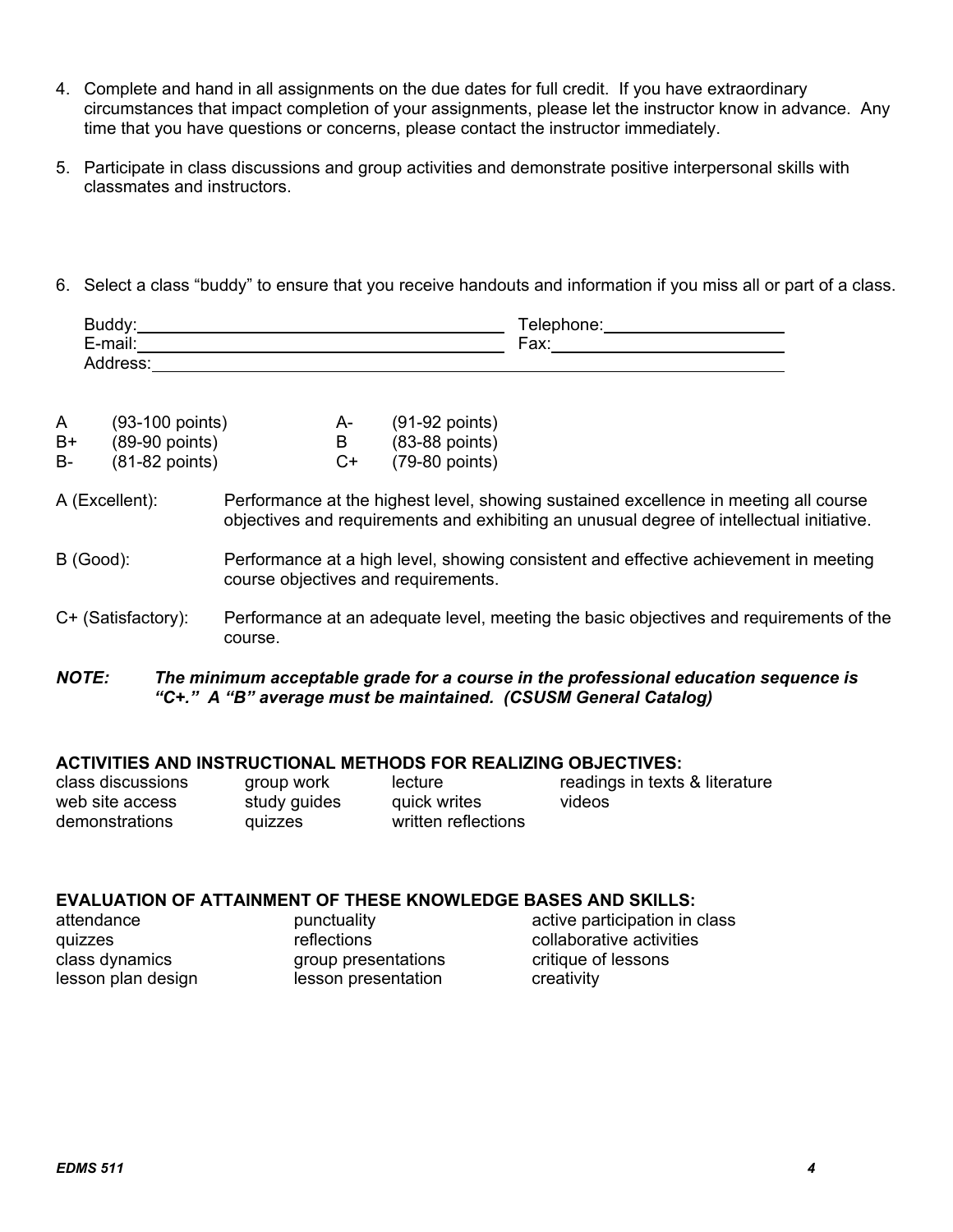4. Complete and hand in all assignments on the due dates for full credit. If you have extraordinary circumstances that impact completion of your assignments, please let the instructor know in advance. Any time that you have questions or concerns, please contact the instructor immediately.

5. Participate in class discussions and group activities and demonstrate positive interpersonal skills with classmates and instructors.

6. Select a class "buddy" to ensure that you receive handouts and information if you miss all or part of a class.

   Buddy:______________________________ Telephone:__________________
   E-mail:______________________________ Fax:__________________
   Address:______________________________________________________

| | | | |
|---|---|---|---|
| A | (93-100 points) | A- | (91-92 points) |
| B+ | (89-90 points) | B | (83-88 points) |
| B- | (81-82 points) | C+ | (79-80 points) |

A (Excellent): Performance at the highest level, showing sustained excellence in meeting all course objectives and requirements and exhibiting an unusual degree of intellectual initiative.

B (Good): Performance at a high level, showing consistent and effective achievement in meeting course objectives and requirements.

C+ (Satisfactory): Performance at an adequate level, meeting the basic objectives and requirements of the course.

***NOTE:*** ***The minimum acceptable grade for a course in the professional education sequence is "C+." A "B" average must be maintained. (CSUSM General Catalog)***

**ACTIVITIES AND INSTRUCTIONAL METHODS FOR REALIZING OBJECTIVES:**

| | | | |
|---|---|---|---|
| class discussions | group work | lecture | readings in texts & literature |
| web site access | study guides | quick writes | videos |
| demonstrations | quizzes | written reflections | |

**EVALUATION OF ATTAINMENT OF THESE KNOWLEDGE BASES AND SKILLS:**

| | | |
|---|---|---|
| attendance | punctuality | active participation in class |
| quizzes | reflections | collaborative activities |
| class dynamics | group presentations | critique of lessons |
| lesson plan design | lesson presentation | creativity |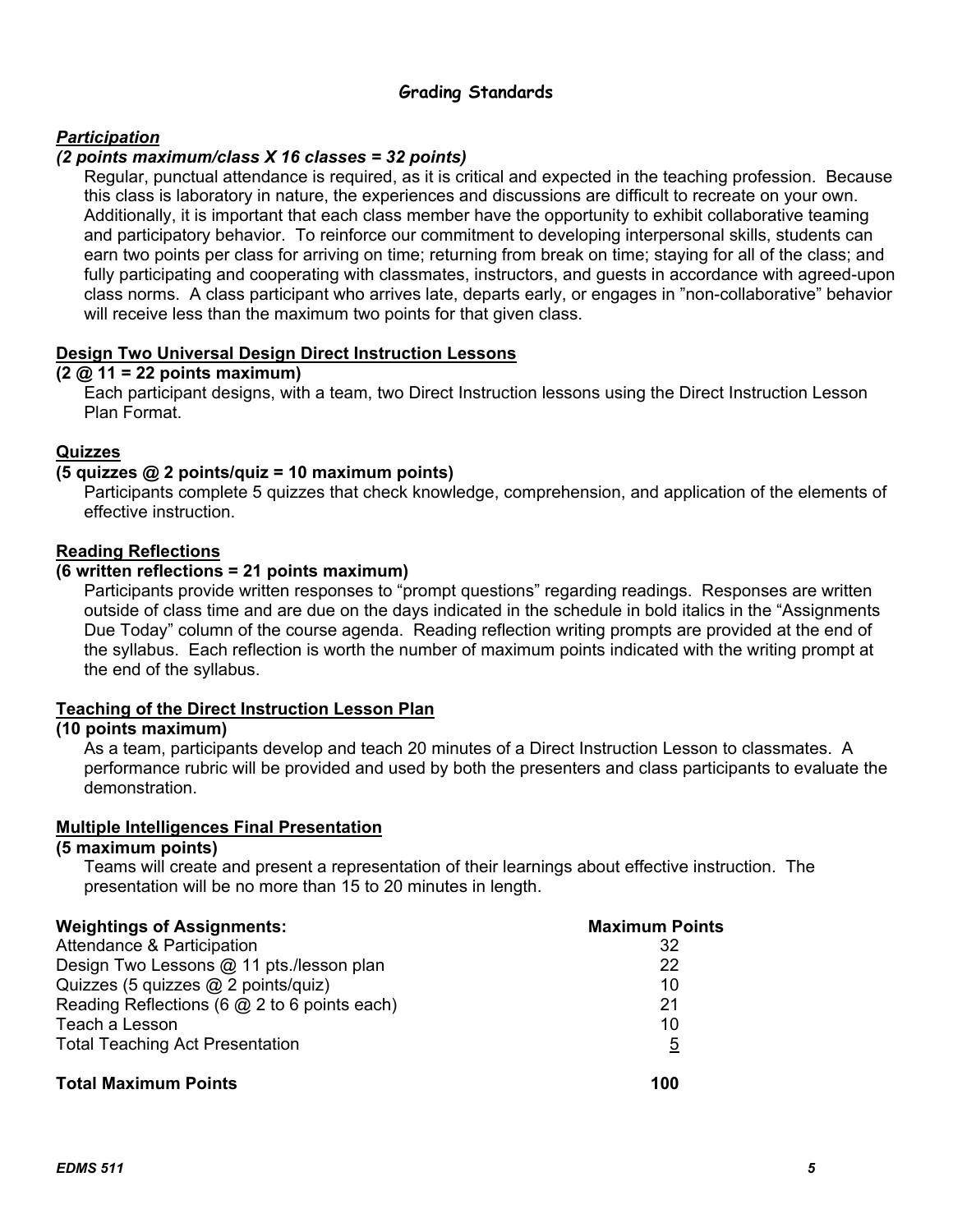## Grading Standards

***Participation***

***(2 points maximum/class X 16 classes = 32 points)***

Regular, punctual attendance is required, as it is critical and expected in the teaching profession. Because this class is laboratory in nature, the experiences and discussions are difficult to recreate on your own. Additionally, it is important that each class member have the opportunity to exhibit collaborative teaming and participatory behavior. To reinforce our commitment to developing interpersonal skills, students can earn two points per class for arriving on time; returning from break on time; staying for all of the class; and fully participating and cooperating with classmates, instructors, and guests in accordance with agreed-upon class norms. A class participant who arrives late, departs early, or engages in "non-collaborative" behavior will receive less than the maximum two points for that given class.

**Design Two Universal Design Direct Instruction Lessons**

**(2 @ 11 = 22 points maximum)**

Each participant designs, with a team, two Direct Instruction lessons using the Direct Instruction Lesson Plan Format.

**Quizzes**

**(5 quizzes @ 2 points/quiz = 10 maximum points)**

Participants complete 5 quizzes that check knowledge, comprehension, and application of the elements of effective instruction.

**Reading Reflections**

**(6 written reflections = 21 points maximum)**

Participants provide written responses to "prompt questions" regarding readings. Responses are written outside of class time and are due on the days indicated in the schedule in bold italics in the "Assignments Due Today" column of the course agenda. Reading reflection writing prompts are provided at the end of the syllabus. Each reflection is worth the number of maximum points indicated with the writing prompt at the end of the syllabus.

**Teaching of the Direct Instruction Lesson Plan**

**(10 points maximum)**

As a team, participants develop and teach 20 minutes of a Direct Instruction Lesson to classmates. A performance rubric will be provided and used by both the presenters and class participants to evaluate the demonstration.

**Multiple Intelligences Final Presentation**

**(5 maximum points)**

Teams will create and present a representation of their learnings about effective instruction. The presentation will be no more than 15 to 20 minutes in length.

| **Weightings of Assignments:** | **Maximum Points** |
|---|---|
| Attendance & Participation | 32 |
| Design Two Lessons @ 11 pts./lesson plan | 22 |
| Quizzes (5 quizzes @ 2 points/quiz) | 10 |
| Reading Reflections (6 @ 2 to 6 points each) | 21 |
| Teach a Lesson | 10 |
| Total Teaching Act Presentation | 5 |
| **Total Maximum Points** | **100** |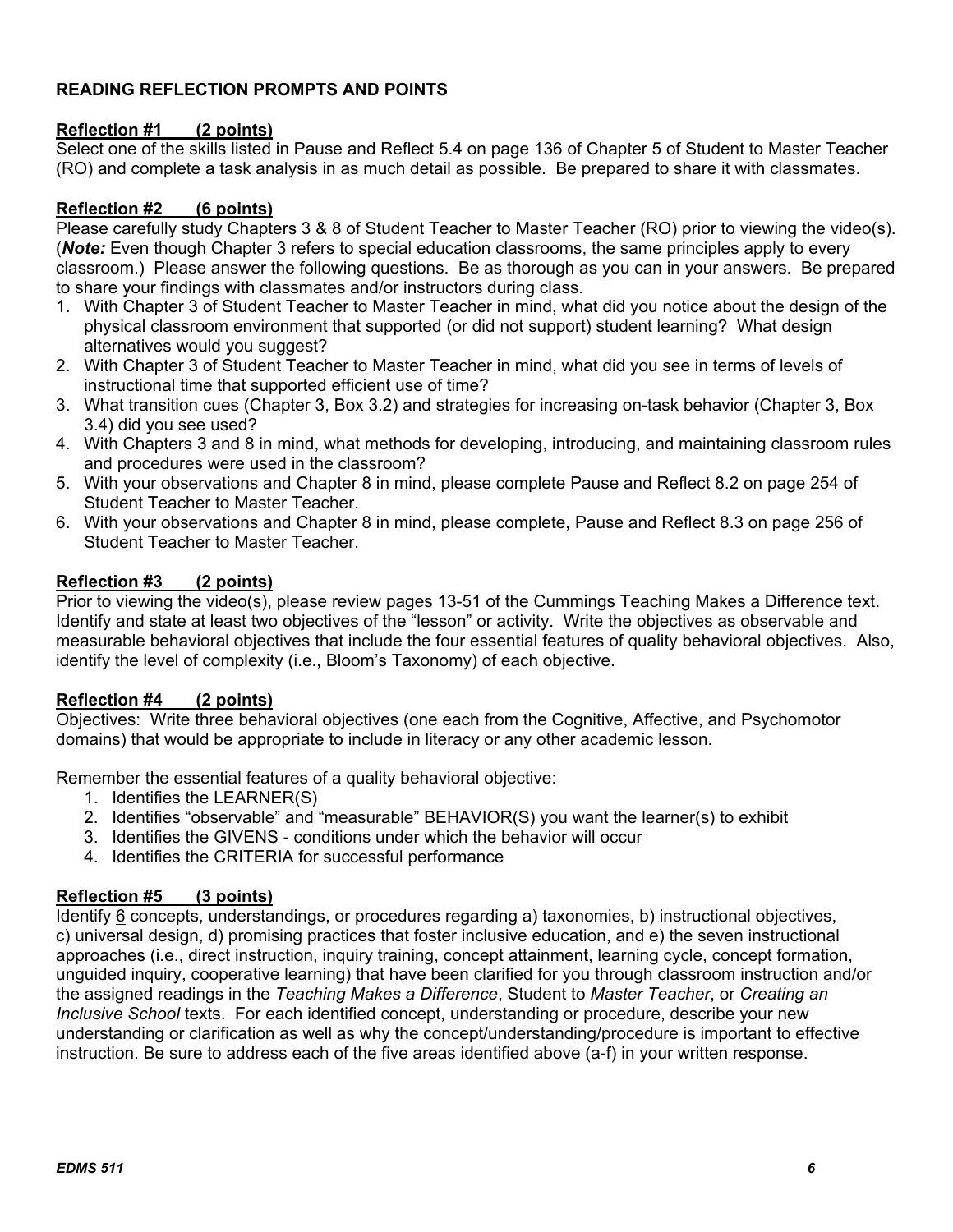**READING REFLECTION PROMPTS AND POINTS**

**Reflection #1 (2 points)**
Select one of the skills listed in Pause and Reflect 5.4 on page 136 of Chapter 5 of Student to Master Teacher (RO) and complete a task analysis in as much detail as possible. Be prepared to share it with classmates.

**Reflection #2 (6 points)**
Please carefully study Chapters 3 & 8 of Student Teacher to Master Teacher (RO) prior to viewing the video(s). (***Note:*** Even though Chapter 3 refers to special education classrooms, the same principles apply to every classroom.) Please answer the following questions. Be as thorough as you can in your answers. Be prepared to share your findings with classmates and/or instructors during class.

1. With Chapter 3 of Student Teacher to Master Teacher in mind, what did you notice about the design of the physical classroom environment that supported (or did not support) student learning? What design alternatives would you suggest?
2. With Chapter 3 of Student Teacher to Master Teacher in mind, what did you see in terms of levels of instructional time that supported efficient use of time?
3. What transition cues (Chapter 3, Box 3.2) and strategies for increasing on-task behavior (Chapter 3, Box 3.4) did you see used?
4. With Chapters 3 and 8 in mind, what methods for developing, introducing, and maintaining classroom rules and procedures were used in the classroom?
5. With your observations and Chapter 8 in mind, please complete Pause and Reflect 8.2 on page 254 of Student Teacher to Master Teacher.
6. With your observations and Chapter 8 in mind, please complete, Pause and Reflect 8.3 on page 256 of Student Teacher to Master Teacher.

**Reflection #3 (2 points)**
Prior to viewing the video(s), please review pages 13-51 of the Cummings Teaching Makes a Difference text. Identify and state at least two objectives of the "lesson" or activity. Write the objectives as observable and measurable behavioral objectives that include the four essential features of quality behavioral objectives. Also, identify the level of complexity (i.e., Bloom's Taxonomy) of each objective.

**Reflection #4 (2 points)**
Objectives: Write three behavioral objectives (one each from the Cognitive, Affective, and Psychomotor domains) that would be appropriate to include in literacy or any other academic lesson.

Remember the essential features of a quality behavioral objective:

1. Identifies the LEARNER(S)
2. Identifies "observable" and "measurable" BEHAVIOR(S) you want the learner(s) to exhibit
3. Identifies the GIVENS - conditions under which the behavior will occur
4. Identifies the CRITERIA for successful performance

**Reflection #5 (3 points)**
Identify 6 concepts, understandings, or procedures regarding a) taxonomies, b) instructional objectives, c) universal design, d) promising practices that foster inclusive education, and e) the seven instructional approaches (i.e., direct instruction, inquiry training, concept attainment, learning cycle, concept formation, unguided inquiry, cooperative learning) that have been clarified for you through classroom instruction and/or the assigned readings in the *Teaching Makes a Difference*, Student to *Master Teacher*, or *Creating an Inclusive School* texts. For each identified concept, understanding or procedure, describe your new understanding or clarification as well as why the concept/understanding/procedure is important to effective instruction. Be sure to address each of the five areas identified above (a-f) in your written response.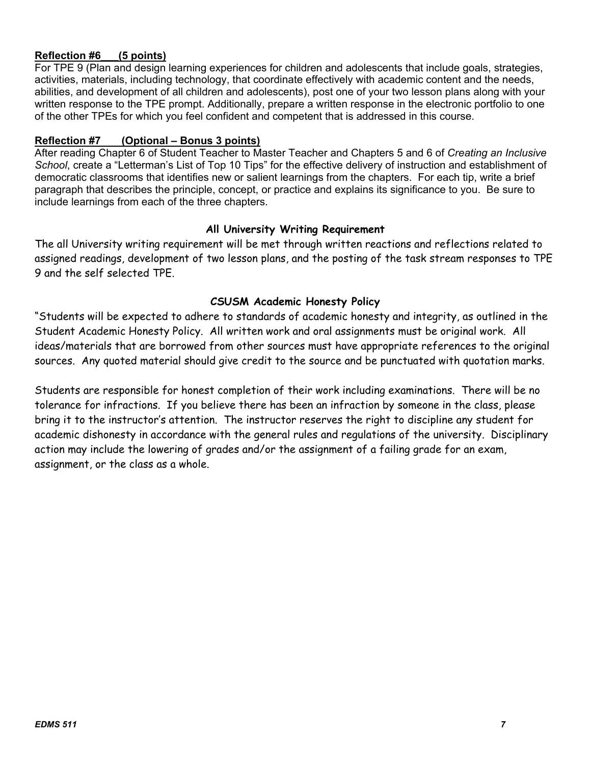**Reflection #6 (5 points)**

For TPE 9 (Plan and design learning experiences for children and adolescents that include goals, strategies, activities, materials, including technology, that coordinate effectively with academic content and the needs, abilities, and development of all children and adolescents), post one of your two lesson plans along with your written response to the TPE prompt. Additionally, prepare a written response in the electronic portfolio to one of the other TPEs for which you feel confident and competent that is addressed in this course.

**Reflection #7 (Optional – Bonus 3 points)**

After reading Chapter 6 of Student Teacher to Master Teacher and Chapters 5 and 6 of *Creating an Inclusive School*, create a "Letterman's List of Top 10 Tips" for the effective delivery of instruction and establishment of democratic classrooms that identifies new or salient learnings from the chapters. For each tip, write a brief paragraph that describes the principle, concept, or practice and explains its significance to you. Be sure to include learnings from each of the three chapters.

### All University Writing Requirement

The all University writing requirement will be met through written reactions and reflections related to assigned readings, development of two lesson plans, and the posting of the task stream responses to TPE 9 and the self selected TPE.

### CSUSM Academic Honesty Policy

"Students will be expected to adhere to standards of academic honesty and integrity, as outlined in the Student Academic Honesty Policy. All written work and oral assignments must be original work. All ideas/materials that are borrowed from other sources must have appropriate references to the original sources. Any quoted material should give credit to the source and be punctuated with quotation marks.

Students are responsible for honest completion of their work including examinations. There will be no tolerance for infractions. If you believe there has been an infraction by someone in the class, please bring it to the instructor's attention. The instructor reserves the right to discipline any student for academic dishonesty in accordance with the general rules and regulations of the university. Disciplinary action may include the lowering of grades and/or the assignment of a failing grade for an exam, assignment, or the class as a whole.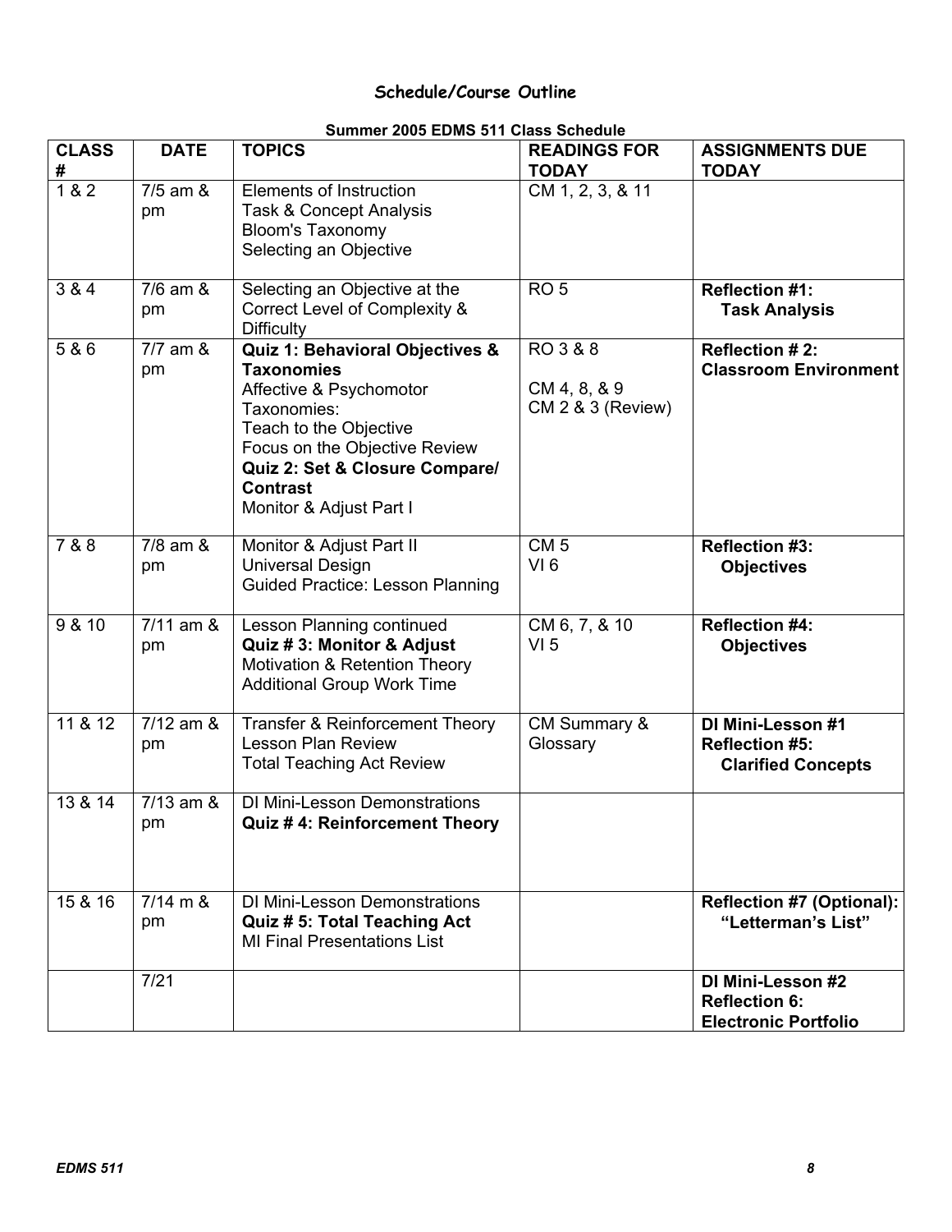# Schedule/Course Outline

**Summer 2005 EDMS 511 Class Schedule**

| CLASS # | DATE | TOPICS | READINGS FOR TODAY | ASSIGNMENTS DUE TODAY |
|---|---|---|---|---|
| 1 & 2 | 7/5 am & pm | Elements of Instruction<br>Task & Concept Analysis<br>Bloom's Taxonomy<br>Selecting an Objective | CM 1, 2, 3, & 11 | |
| 3 & 4 | 7/6 am & pm | Selecting an Objective at the Correct Level of Complexity & Difficulty | RO 5 | **Reflection #1: Task Analysis** |
| 5 & 6 | 7/7 am & pm | **Quiz 1: Behavioral Objectives & Taxonomies**<br>Affective & Psychomotor Taxonomies:<br>Teach to the Objective<br>Focus on the Objective Review<br>**Quiz 2: Set & Closure Compare/ Contrast**<br>Monitor & Adjust Part I | RO 3 & 8<br>CM 4, 8, & 9<br>CM 2 & 3 (Review) | **Reflection # 2: Classroom Environment** |
| 7 & 8 | 7/8 am & pm | Monitor & Adjust Part II<br>Universal Design<br>Guided Practice: Lesson Planning | CM 5<br>VI 6 | **Reflection #3: Objectives** |
| 9 & 10 | 7/11 am & pm | Lesson Planning continued<br>**Quiz # 3: Monitor & Adjust**<br>Motivation & Retention Theory<br>Additional Group Work Time | CM 6, 7, & 10<br>VI 5 | **Reflection #4: Objectives** |
| 11 & 12 | 7/12 am & pm | Transfer & Reinforcement Theory<br>Lesson Plan Review<br>Total Teaching Act Review | CM Summary & Glossary | **DI Mini-Lesson #1**<br>**Reflection #5: Clarified Concepts** |
| 13 & 14 | 7/13 am & pm | DI Mini-Lesson Demonstrations<br>**Quiz # 4: Reinforcement Theory** | | |
| 15 & 16 | 7/14 m & pm | DI Mini-Lesson Demonstrations<br>**Quiz # 5: Total Teaching Act**<br>MI Final Presentations List | | **Reflection #7 (Optional): "Letterman's List"** |
| | 7/21 | | | **DI Mini-Lesson #2**<br>**Reflection 6: Electronic Portfolio** |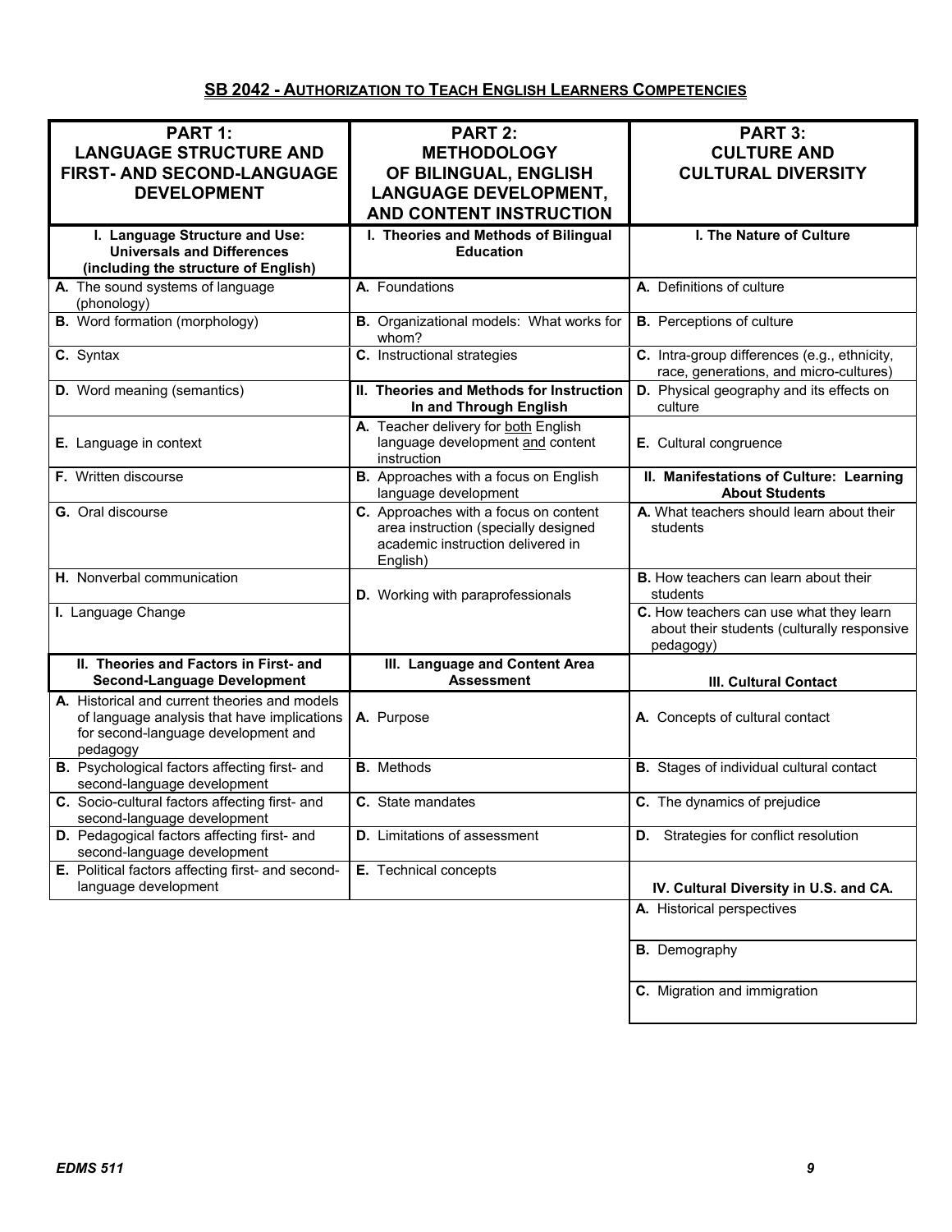## SB 2042 - Authorization to Teach English Learners Competencies

| **PART 1: LANGUAGE STRUCTURE AND FIRST- AND SECOND-LANGUAGE DEVELOPMENT** | **PART 2: METHODOLOGY OF BILINGUAL, ENGLISH LANGUAGE DEVELOPMENT, AND CONTENT INSTRUCTION** | **PART 3: CULTURE AND CULTURAL DIVERSITY** |
|---|---|---|
| **I. Language Structure and Use: Universals and Differences (including the structure of English)** | **I. Theories and Methods of Bilingual Education** | **I. The Nature of Culture** |
| **A.** The sound systems of language (phonology) | **A.** Foundations | **A.** Definitions of culture |
| **B.** Word formation (morphology) | **B.** Organizational models: What works for whom? | **B.** Perceptions of culture |
| **C.** Syntax | **C.** Instructional strategies | **C.** Intra-group differences (e.g., ethnicity, race, generations, and micro-cultures) |
| **D.** Word meaning (semantics) | **II. Theories and Methods for Instruction In and Through English** | **D.** Physical geography and its effects on culture |
| **E.** Language in context | **A.** Teacher delivery for both English language development and content instruction | **E.** Cultural congruence |
| **F.** Written discourse | **B.** Approaches with a focus on English language development | **II. Manifestations of Culture: Learning About Students** |
| **G.** Oral discourse | **C.** Approaches with a focus on content area instruction (specially designed academic instruction delivered in English) | **A.** What teachers should learn about their students |
| **H.** Nonverbal communication | **D.** Working with paraprofessionals | **B.** How teachers can learn about their students |
| **I.** Language Change | | **C.** How teachers can use what they learn about their students (culturally responsive pedagogy) |
| **II. Theories and Factors in First- and Second-Language Development** | **III. Language and Content Area Assessment** | **III. Cultural Contact** |
| **A.** Historical and current theories and models of language analysis that have implications for second-language development and pedagogy | **A.** Purpose | **A.** Concepts of cultural contact |
| **B.** Psychological factors affecting first- and second-language development | **B.** Methods | **B.** Stages of individual cultural contact |
| **C.** Socio-cultural factors affecting first- and second-language development | **C.** State mandates | **C.** The dynamics of prejudice |
| **D.** Pedagogical factors affecting first- and second-language development | **D.** Limitations of assessment | **D.** Strategies for conflict resolution |
| **E.** Political factors affecting first- and second-language development | **E.** Technical concepts | **IV. Cultural Diversity in U.S. and CA.** |
| | | **A.** Historical perspectives |
| | | **B.** Demography |
| | | **C.** Migration and immigration |